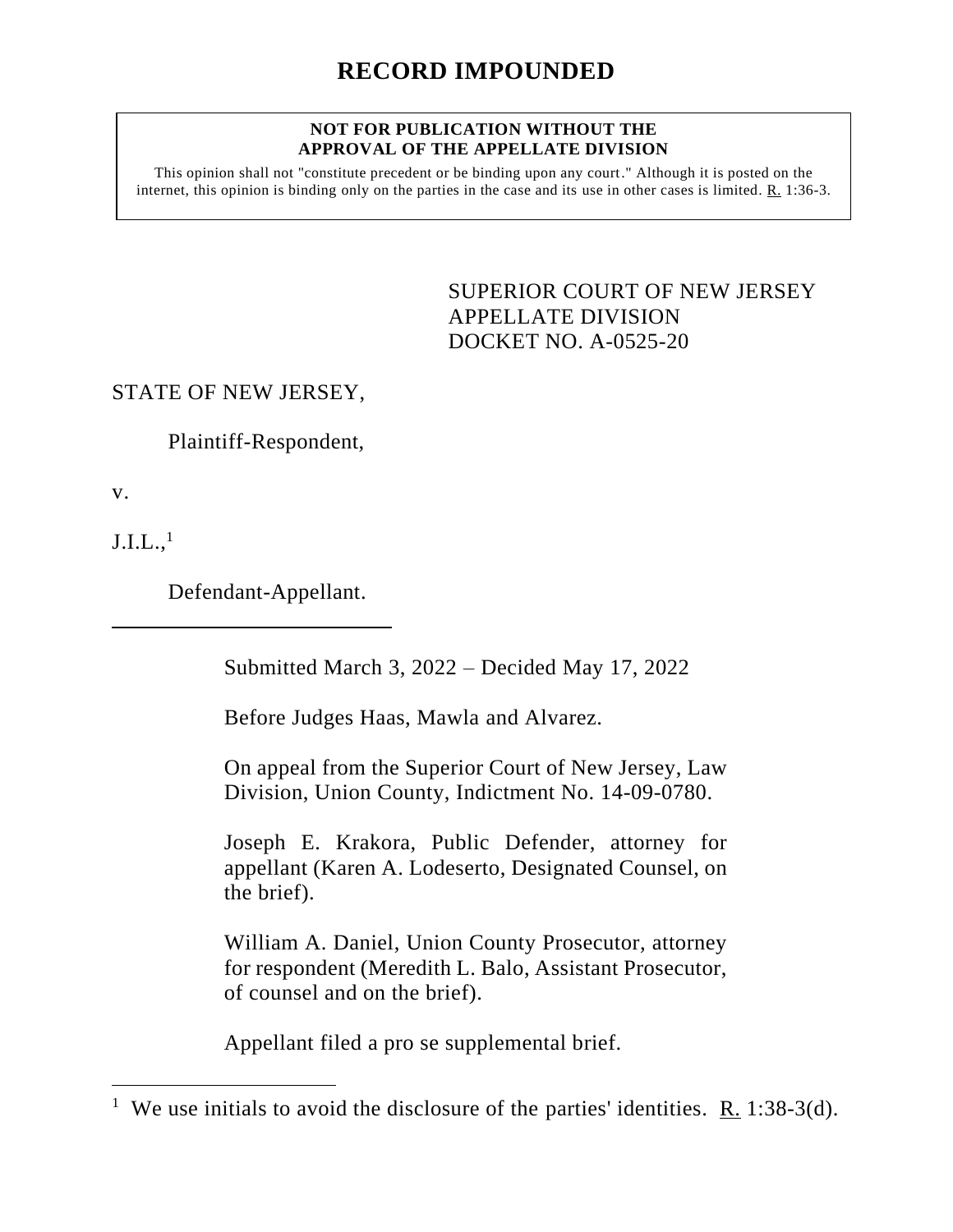# RECORD IMPOUNDED

**NOT FOR PUBLICATION WITHOUT THE APPROVAL OF THE APPELLATE DIVISION**

This opinion shall not "constitute precedent or be binding upon any court." Although it is posted on the internet, this opinion is binding only on the parties in the case and its use in other cases is limited. R. 1:36-3.

SUPERIOR COURT OF NEW JERSEY
APPELLATE DIVISION
DOCKET NO. A-0525-20

STATE OF NEW JERSEY,

Plaintiff-Respondent,

v.

J.I.L.,[1]

Defendant-Appellant.

---

Submitted March 3, 2022 – Decided May 17, 2022

Before Judges Haas, Mawla and Alvarez.

On appeal from the Superior Court of New Jersey, Law Division, Union County, Indictment No. 14-09-0780.

Joseph E. Krakora, Public Defender, attorney for appellant (Karen A. Lodeserto, Designated Counsel, on the brief).

William A. Daniel, Union County Prosecutor, attorney for respondent (Meredith L. Balo, Assistant Prosecutor, of counsel and on the brief).

Appellant filed a pro se supplemental brief.

---

[1] We use initials to avoid the disclosure of the parties' identities. R. 1:38-3(d).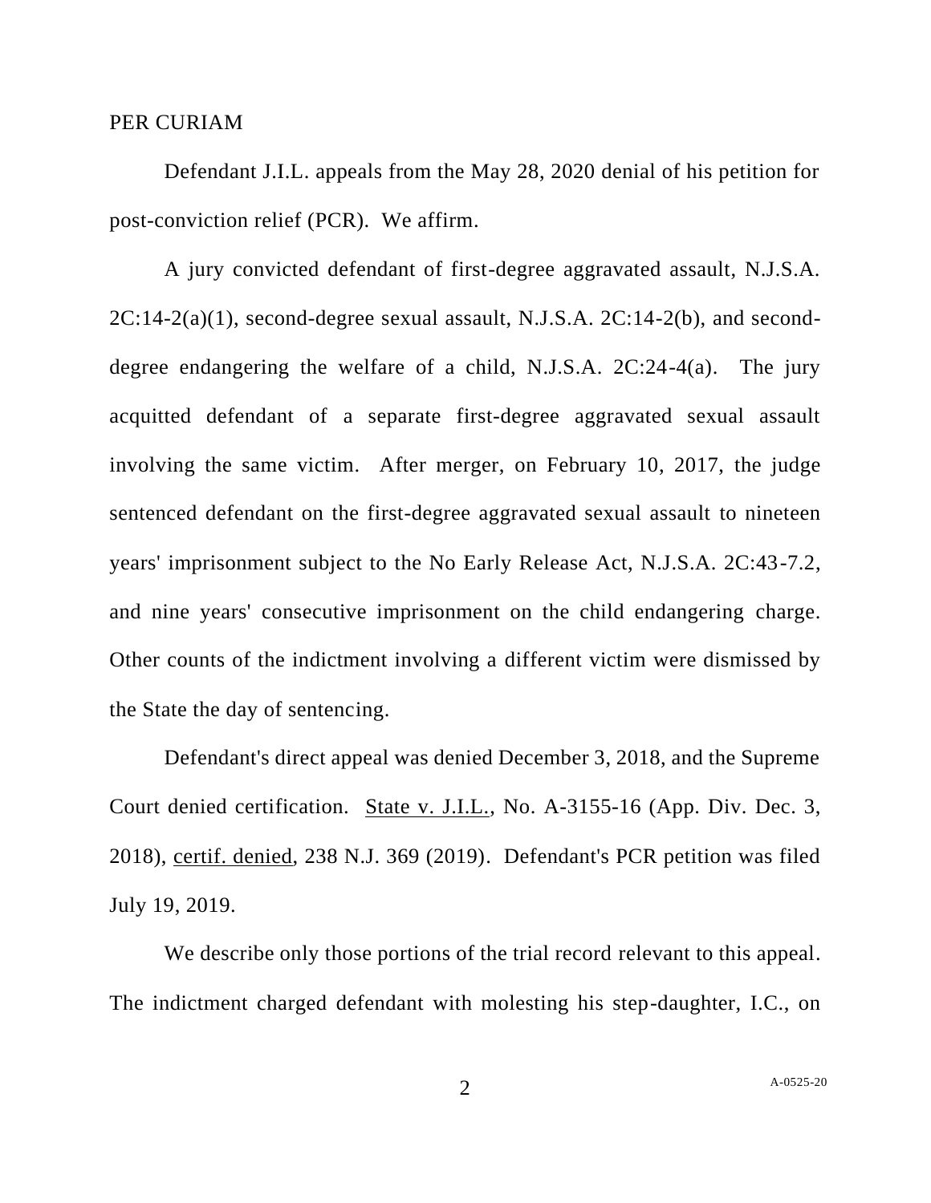PER CURIAM

Defendant J.I.L. appeals from the May 28, 2020 denial of his petition for post-conviction relief (PCR). We affirm.

A jury convicted defendant of first-degree aggravated assault, N.J.S.A. 2C:14-2(a)(1), second-degree sexual assault, N.J.S.A. 2C:14-2(b), and second-degree endangering the welfare of a child, N.J.S.A. 2C:24-4(a). The jury acquitted defendant of a separate first-degree aggravated sexual assault involving the same victim. After merger, on February 10, 2017, the judge sentenced defendant on the first-degree aggravated sexual assault to nineteen years' imprisonment subject to the No Early Release Act, N.J.S.A. 2C:43-7.2, and nine years' consecutive imprisonment on the child endangering charge. Other counts of the indictment involving a different victim were dismissed by the State the day of sentencing.

Defendant's direct appeal was denied December 3, 2018, and the Supreme Court denied certification. State v. J.I.L., No. A-3155-16 (App. Div. Dec. 3, 2018), certif. denied, 238 N.J. 369 (2019). Defendant's PCR petition was filed July 19, 2019.

We describe only those portions of the trial record relevant to this appeal. The indictment charged defendant with molesting his step-daughter, I.C., on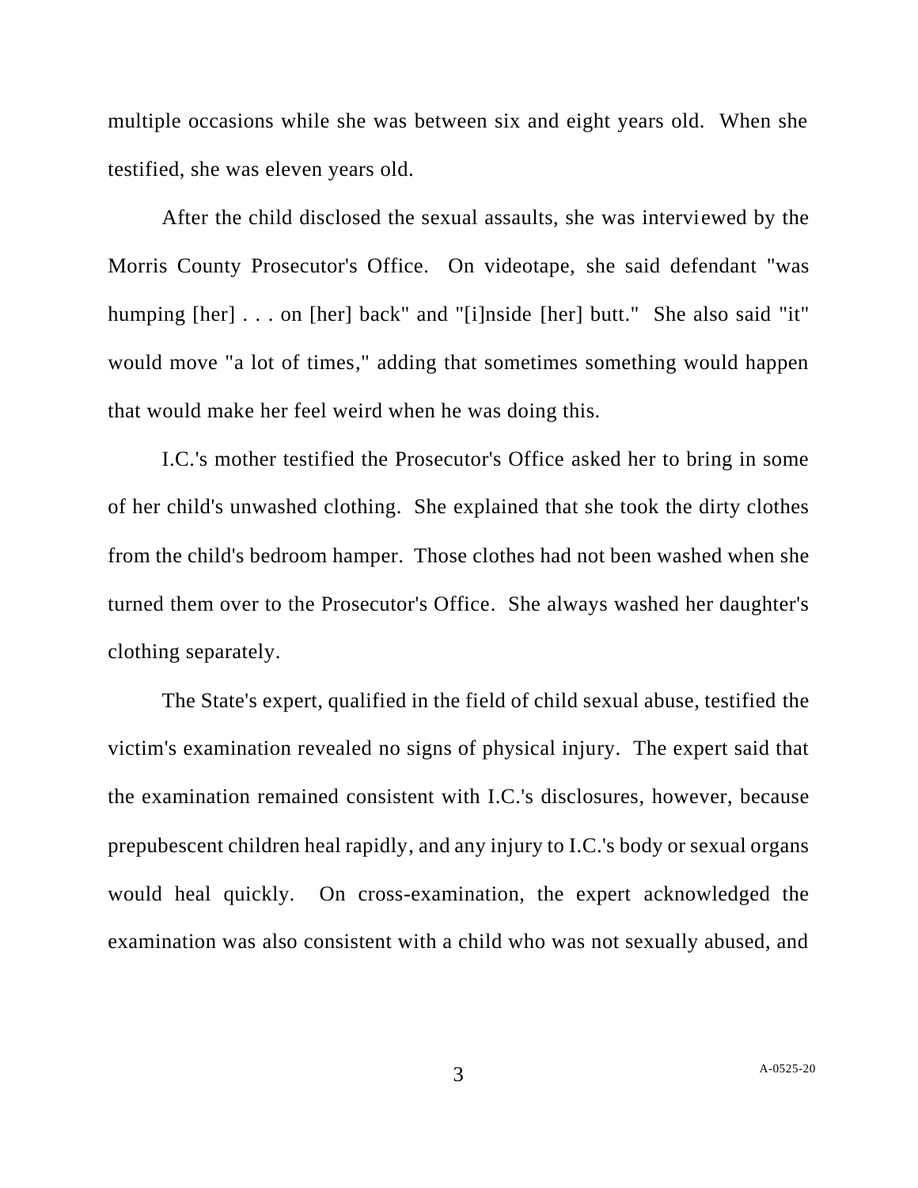multiple occasions while she was between six and eight years old. When she testified, she was eleven years old.

After the child disclosed the sexual assaults, she was interviewed by the Morris County Prosecutor's Office. On videotape, she said defendant "was humping [her] . . . on [her] back" and "[i]nside [her] butt." She also said "it" would move "a lot of times," adding that sometimes something would happen that would make her feel weird when he was doing this.

I.C.'s mother testified the Prosecutor's Office asked her to bring in some of her child's unwashed clothing. She explained that she took the dirty clothes from the child's bedroom hamper. Those clothes had not been washed when she turned them over to the Prosecutor's Office. She always washed her daughter's clothing separately.

The State's expert, qualified in the field of child sexual abuse, testified the victim's examination revealed no signs of physical injury. The expert said that the examination remained consistent with I.C.'s disclosures, however, because prepubescent children heal rapidly, and any injury to I.C.'s body or sexual organs would heal quickly. On cross-examination, the expert acknowledged the examination was also consistent with a child who was not sexually abused, and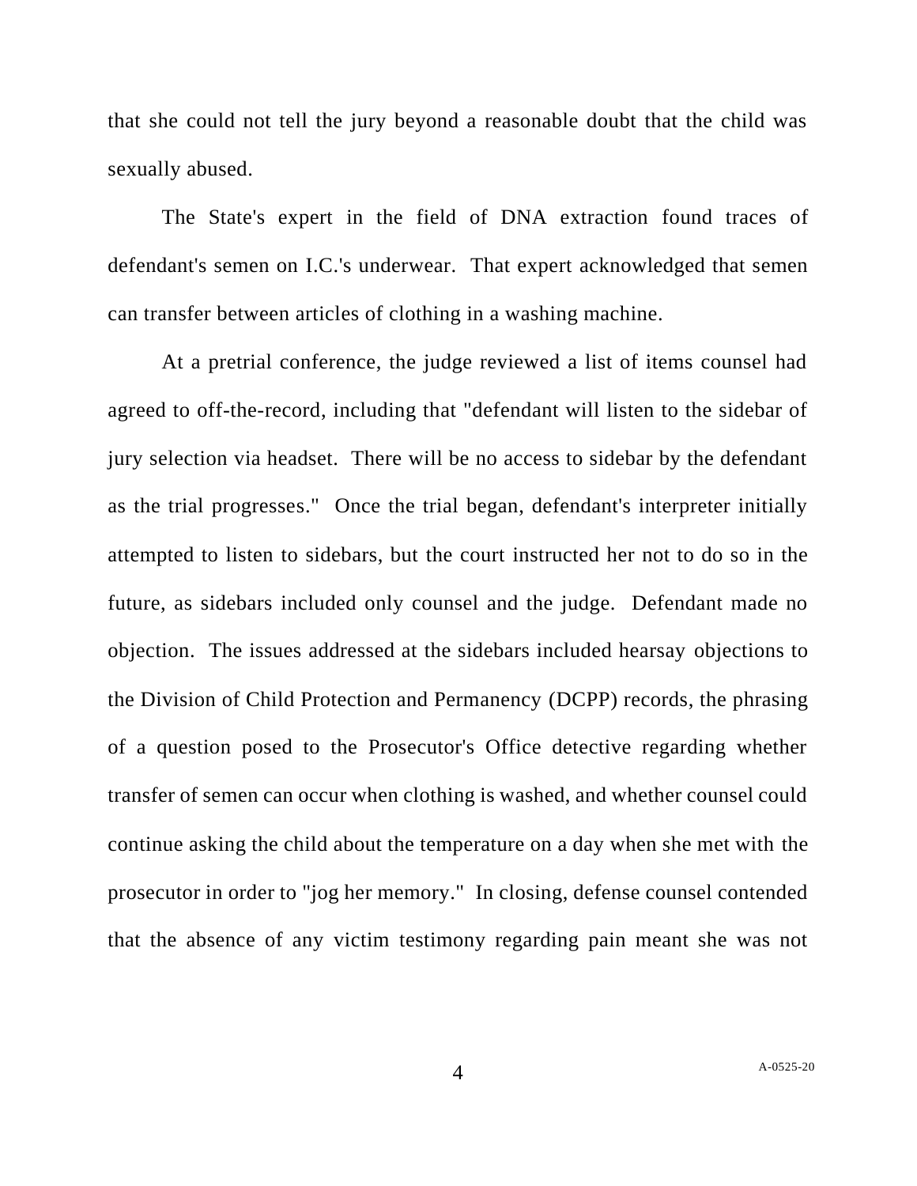that she could not tell the jury beyond a reasonable doubt that the child was sexually abused.

The State's expert in the field of DNA extraction found traces of defendant's semen on I.C.'s underwear. That expert acknowledged that semen can transfer between articles of clothing in a washing machine.

At a pretrial conference, the judge reviewed a list of items counsel had agreed to off-the-record, including that "defendant will listen to the sidebar of jury selection via headset. There will be no access to sidebar by the defendant as the trial progresses." Once the trial began, defendant's interpreter initially attempted to listen to sidebars, but the court instructed her not to do so in the future, as sidebars included only counsel and the judge. Defendant made no objection. The issues addressed at the sidebars included hearsay objections to the Division of Child Protection and Permanency (DCPP) records, the phrasing of a question posed to the Prosecutor's Office detective regarding whether transfer of semen can occur when clothing is washed, and whether counsel could continue asking the child about the temperature on a day when she met with the prosecutor in order to "jog her memory." In closing, defense counsel contended that the absence of any victim testimony regarding pain meant she was not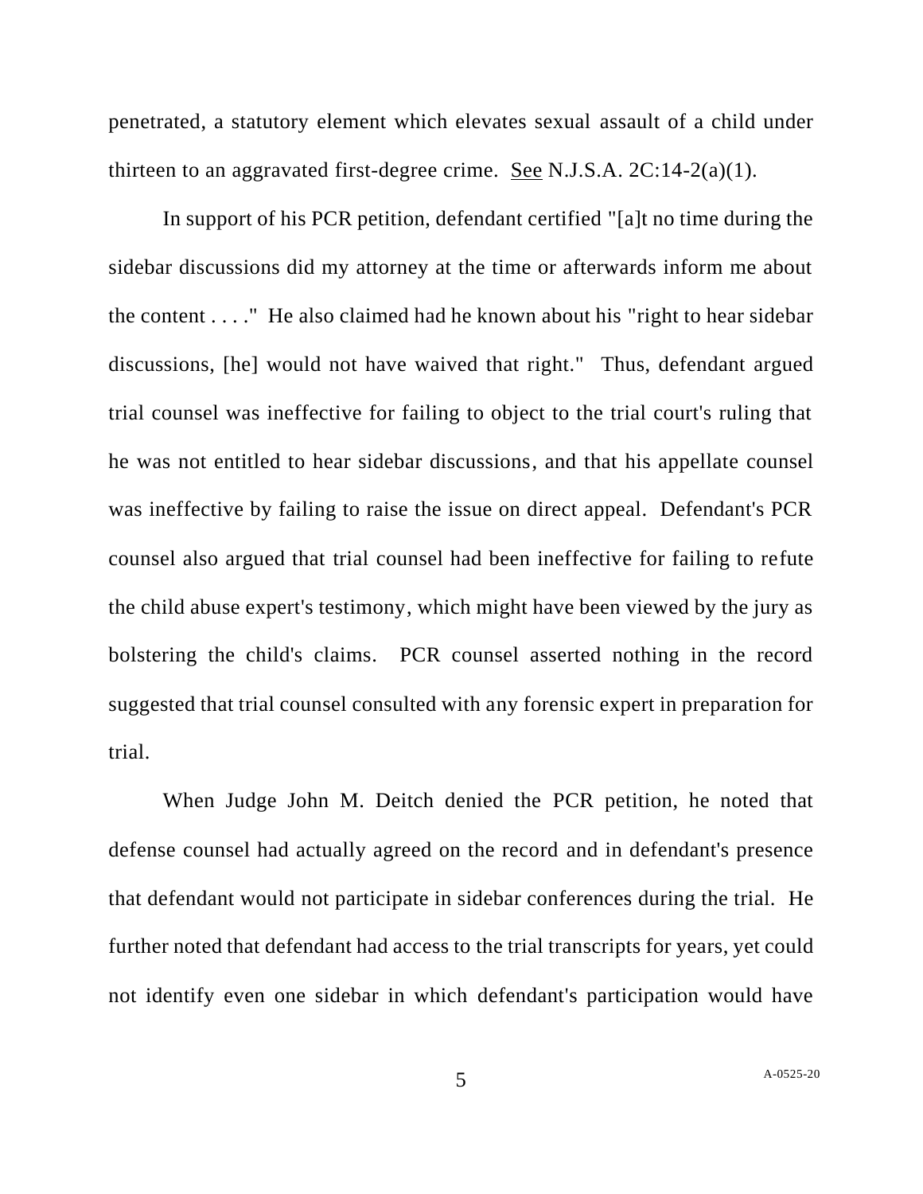penetrated, a statutory element which elevates sexual assault of a child under thirteen to an aggravated first-degree crime. See N.J.S.A. 2C:14-2(a)(1).

In support of his PCR petition, defendant certified "[a]t no time during the sidebar discussions did my attorney at the time or afterwards inform me about the content . . . ." He also claimed had he known about his "right to hear sidebar discussions, [he] would not have waived that right." Thus, defendant argued trial counsel was ineffective for failing to object to the trial court's ruling that he was not entitled to hear sidebar discussions, and that his appellate counsel was ineffective by failing to raise the issue on direct appeal. Defendant's PCR counsel also argued that trial counsel had been ineffective for failing to refute the child abuse expert's testimony, which might have been viewed by the jury as bolstering the child's claims. PCR counsel asserted nothing in the record suggested that trial counsel consulted with any forensic expert in preparation for trial.

When Judge John M. Deitch denied the PCR petition, he noted that defense counsel had actually agreed on the record and in defendant's presence that defendant would not participate in sidebar conferences during the trial. He further noted that defendant had access to the trial transcripts for years, yet could not identify even one sidebar in which defendant's participation would have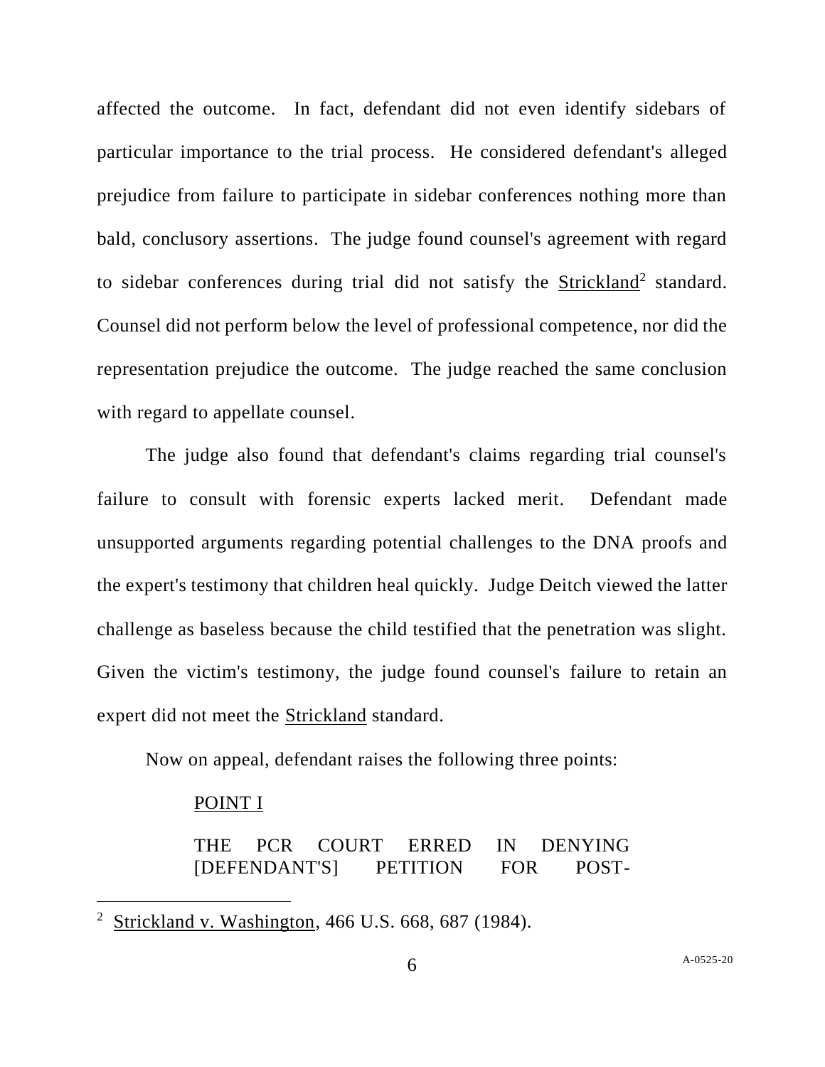affected the outcome. In fact, defendant did not even identify sidebars of particular importance to the trial process. He considered defendant's alleged prejudice from failure to participate in sidebar conferences nothing more than bald, conclusory assertions. The judge found counsel's agreement with regard to sidebar conferences during trial did not satisfy the Strickland[2] standard. Counsel did not perform below the level of professional competence, nor did the representation prejudice the outcome. The judge reached the same conclusion with regard to appellate counsel.

The judge also found that defendant's claims regarding trial counsel's failure to consult with forensic experts lacked merit. Defendant made unsupported arguments regarding potential challenges to the DNA proofs and the expert's testimony that children heal quickly. Judge Deitch viewed the latter challenge as baseless because the child testified that the penetration was slight. Given the victim's testimony, the judge found counsel's failure to retain an expert did not meet the Strickland standard.

Now on appeal, defendant raises the following three points:

> POINT I
>
> THE PCR COURT ERRED IN DENYING [DEFENDANT'S] PETITION FOR POST-

---

[2] Strickland v. Washington, 466 U.S. 668, 687 (1984).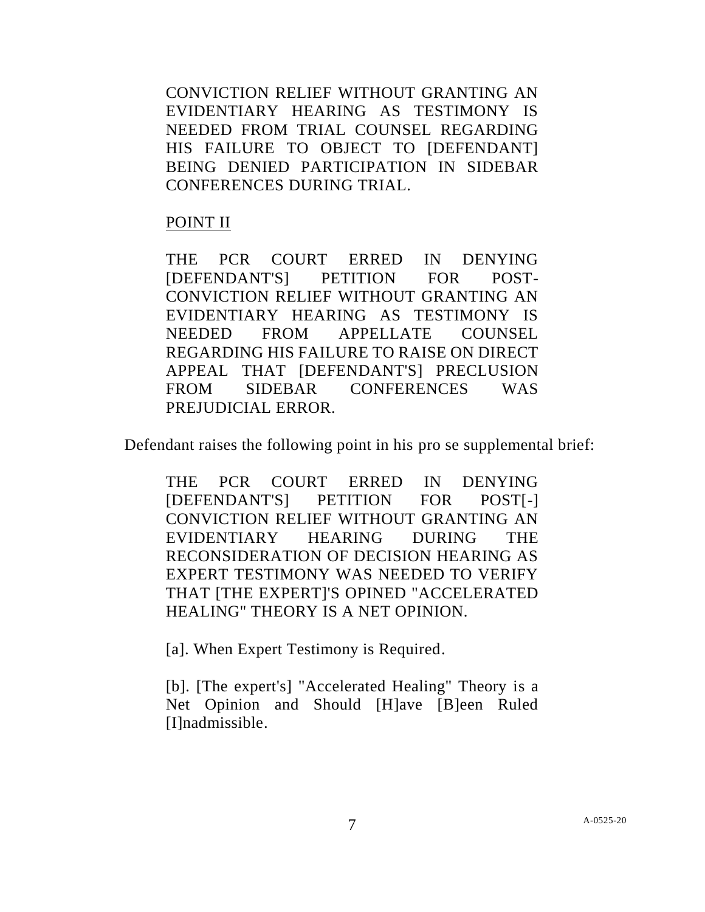CONVICTION RELIEF WITHOUT GRANTING AN EVIDENTIARY HEARING AS TESTIMONY IS NEEDED FROM TRIAL COUNSEL REGARDING HIS FAILURE TO OBJECT TO [DEFENDANT] BEING DENIED PARTICIPATION IN SIDEBAR CONFERENCES DURING TRIAL.

POINT II

THE PCR COURT ERRED IN DENYING [DEFENDANT'S] PETITION FOR POST-CONVICTION RELIEF WITHOUT GRANTING AN EVIDENTIARY HEARING AS TESTIMONY IS NEEDED FROM APPELLATE COUNSEL REGARDING HIS FAILURE TO RAISE ON DIRECT APPEAL THAT [DEFENDANT'S] PRECLUSION FROM SIDEBAR CONFERENCES WAS PREJUDICIAL ERROR.

Defendant raises the following point in his pro se supplemental brief:

THE PCR COURT ERRED IN DENYING [DEFENDANT'S] PETITION FOR POST[-]CONVICTION RELIEF WITHOUT GRANTING AN EVIDENTIARY HEARING DURING THE RECONSIDERATION OF DECISION HEARING AS EXPERT TESTIMONY WAS NEEDED TO VERIFY THAT [THE EXPERT]'S OPINED "ACCELERATED HEALING" THEORY IS A NET OPINION.

[a]. When Expert Testimony is Required.

[b]. [The expert's] "Accelerated Healing" Theory is a Net Opinion and Should [H]ave [B]een Ruled [I]nadmissible.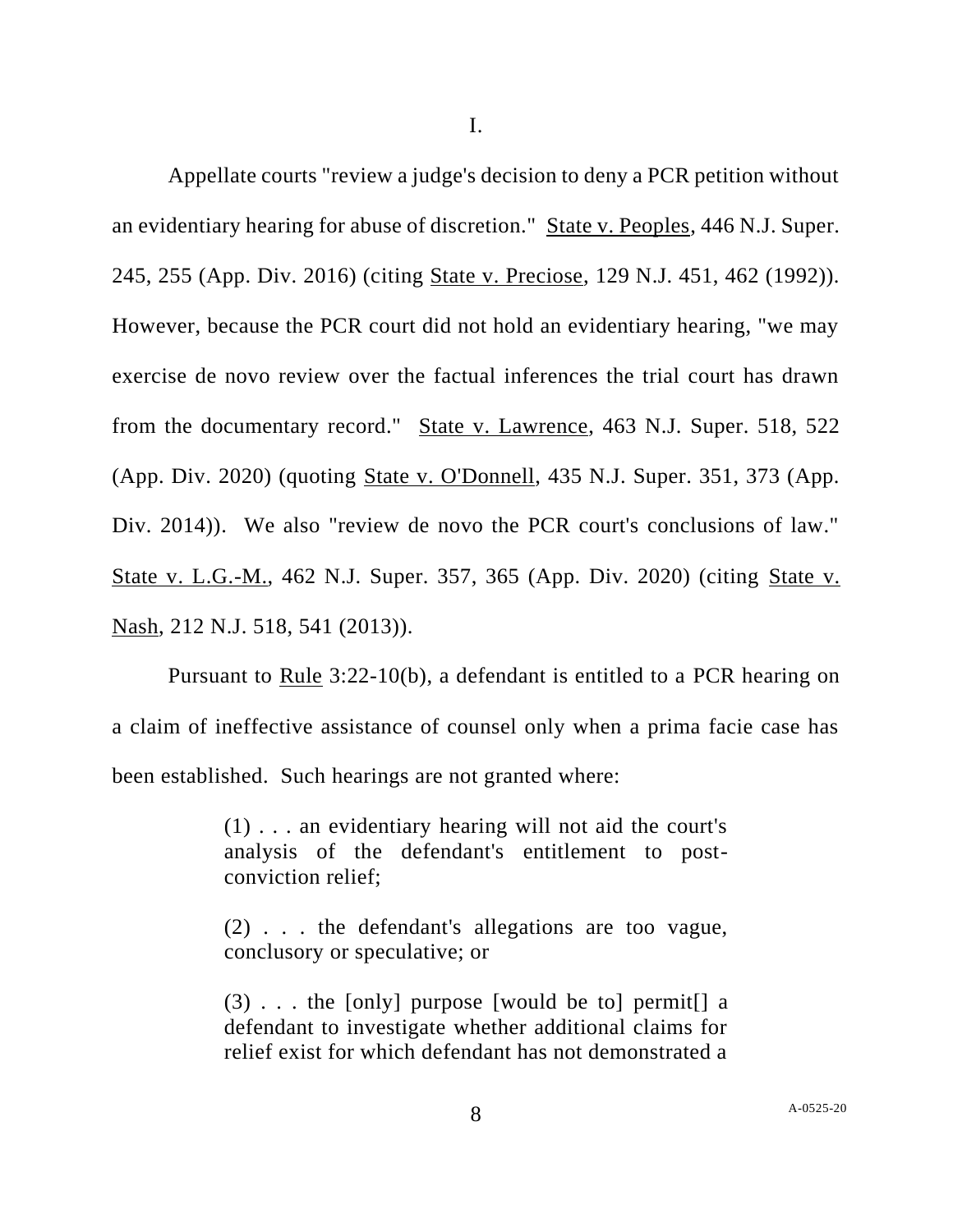I.

Appellate courts "review a judge's decision to deny a PCR petition without an evidentiary hearing for abuse of discretion." State v. Peoples, 446 N.J. Super. 245, 255 (App. Div. 2016) (citing State v. Preciose, 129 N.J. 451, 462 (1992)). However, because the PCR court did not hold an evidentiary hearing, "we may exercise de novo review over the factual inferences the trial court has drawn from the documentary record." State v. Lawrence, 463 N.J. Super. 518, 522 (App. Div. 2020) (quoting State v. O'Donnell, 435 N.J. Super. 351, 373 (App. Div. 2014)). We also "review de novo the PCR court's conclusions of law." State v. L.G.-M., 462 N.J. Super. 357, 365 (App. Div. 2020) (citing State v. Nash, 212 N.J. 518, 541 (2013)).

Pursuant to Rule 3:22-10(b), a defendant is entitled to a PCR hearing on a claim of ineffective assistance of counsel only when a prima facie case has been established. Such hearings are not granted where:

> (1) . . . an evidentiary hearing will not aid the court's analysis of the defendant's entitlement to post-conviction relief;
>
> (2) . . . the defendant's allegations are too vague, conclusory or speculative; or
>
> (3) . . . the [only] purpose [would be to] permit[] a defendant to investigate whether additional claims for relief exist for which defendant has not demonstrated a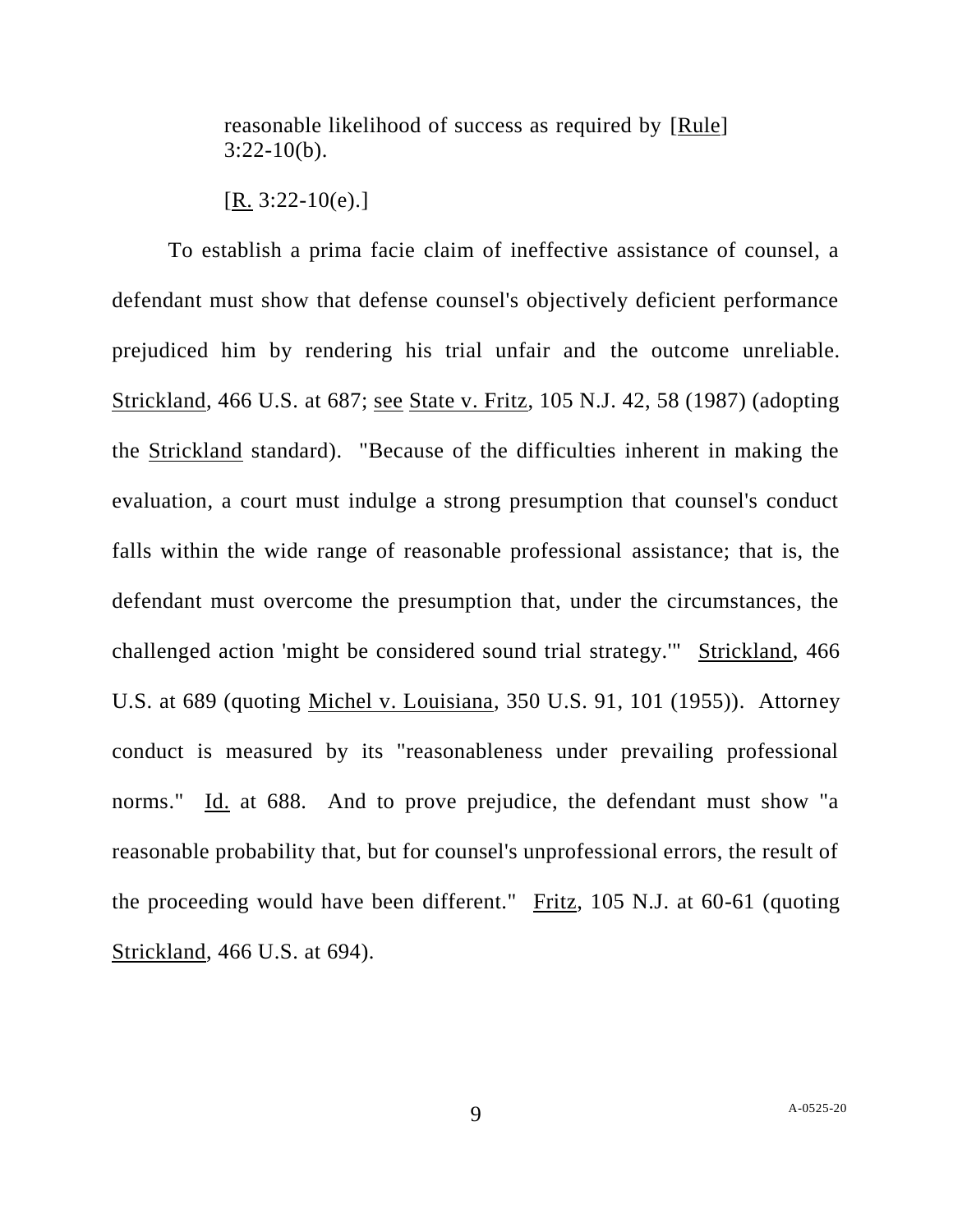> reasonable likelihood of success as required by [Rule] 3:22-10(b).
>
> [R. 3:22-10(e).]

To establish a prima facie claim of ineffective assistance of counsel, a defendant must show that defense counsel's objectively deficient performance prejudiced him by rendering his trial unfair and the outcome unreliable. Strickland, 466 U.S. at 687; see State v. Fritz, 105 N.J. 42, 58 (1987) (adopting the Strickland standard). "Because of the difficulties inherent in making the evaluation, a court must indulge a strong presumption that counsel's conduct falls within the wide range of reasonable professional assistance; that is, the defendant must overcome the presumption that, under the circumstances, the challenged action 'might be considered sound trial strategy.'" Strickland, 466 U.S. at 689 (quoting Michel v. Louisiana, 350 U.S. 91, 101 (1955)). Attorney conduct is measured by its "reasonableness under prevailing professional norms." Id. at 688. And to prove prejudice, the defendant must show "a reasonable probability that, but for counsel's unprofessional errors, the result of the proceeding would have been different." Fritz, 105 N.J. at 60-61 (quoting Strickland, 466 U.S. at 694).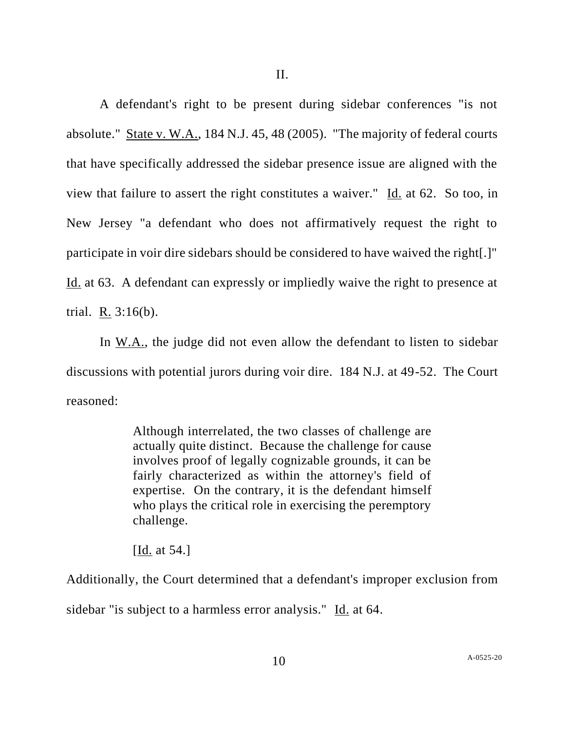## II.

A defendant's right to be present during sidebar conferences "is not absolute." State v. W.A., 184 N.J. 45, 48 (2005). "The majority of federal courts that have specifically addressed the sidebar presence issue are aligned with the view that failure to assert the right constitutes a waiver." Id. at 62. So too, in New Jersey "a defendant who does not affirmatively request the right to participate in voir dire sidebars should be considered to have waived the right[.]" Id. at 63. A defendant can expressly or impliedly waive the right to presence at trial. R. 3:16(b).

In W.A., the judge did not even allow the defendant to listen to sidebar discussions with potential jurors during voir dire. 184 N.J. at 49-52. The Court reasoned:

> Although interrelated, the two classes of challenge are actually quite distinct. Because the challenge for cause involves proof of legally cognizable grounds, it can be fairly characterized as within the attorney's field of expertise. On the contrary, it is the defendant himself who plays the critical role in exercising the peremptory challenge.
>
> [Id. at 54.]

Additionally, the Court determined that a defendant's improper exclusion from sidebar "is subject to a harmless error analysis." Id. at 64.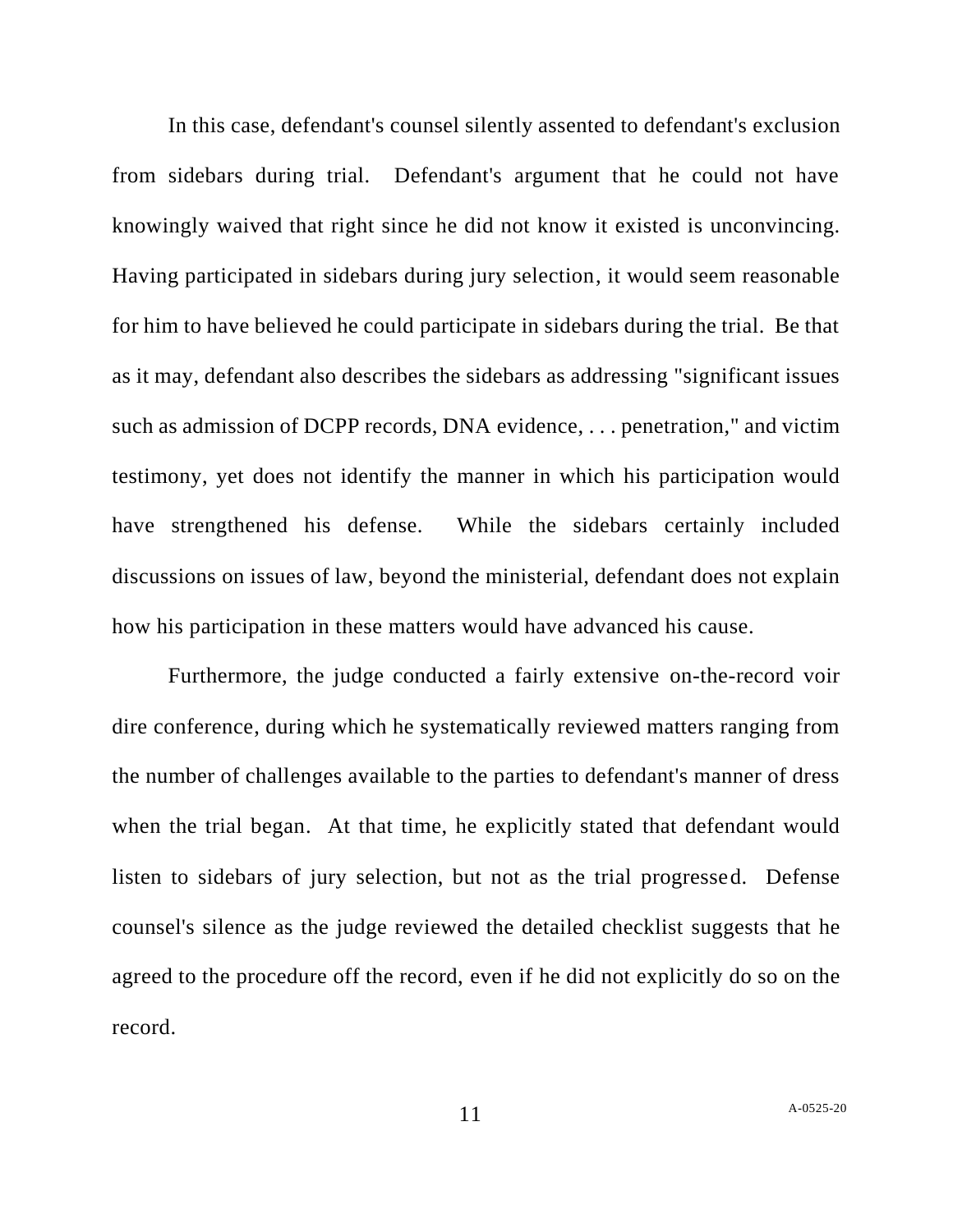In this case, defendant's counsel silently assented to defendant's exclusion from sidebars during trial. Defendant's argument that he could not have knowingly waived that right since he did not know it existed is unconvincing. Having participated in sidebars during jury selection, it would seem reasonable for him to have believed he could participate in sidebars during the trial. Be that as it may, defendant also describes the sidebars as addressing "significant issues such as admission of DCPP records, DNA evidence, . . . penetration," and victim testimony, yet does not identify the manner in which his participation would have strengthened his defense. While the sidebars certainly included discussions on issues of law, beyond the ministerial, defendant does not explain how his participation in these matters would have advanced his cause.

Furthermore, the judge conducted a fairly extensive on-the-record voir dire conference, during which he systematically reviewed matters ranging from the number of challenges available to the parties to defendant's manner of dress when the trial began. At that time, he explicitly stated that defendant would listen to sidebars of jury selection, but not as the trial progressed. Defense counsel's silence as the judge reviewed the detailed checklist suggests that he agreed to the procedure off the record, even if he did not explicitly do so on the record.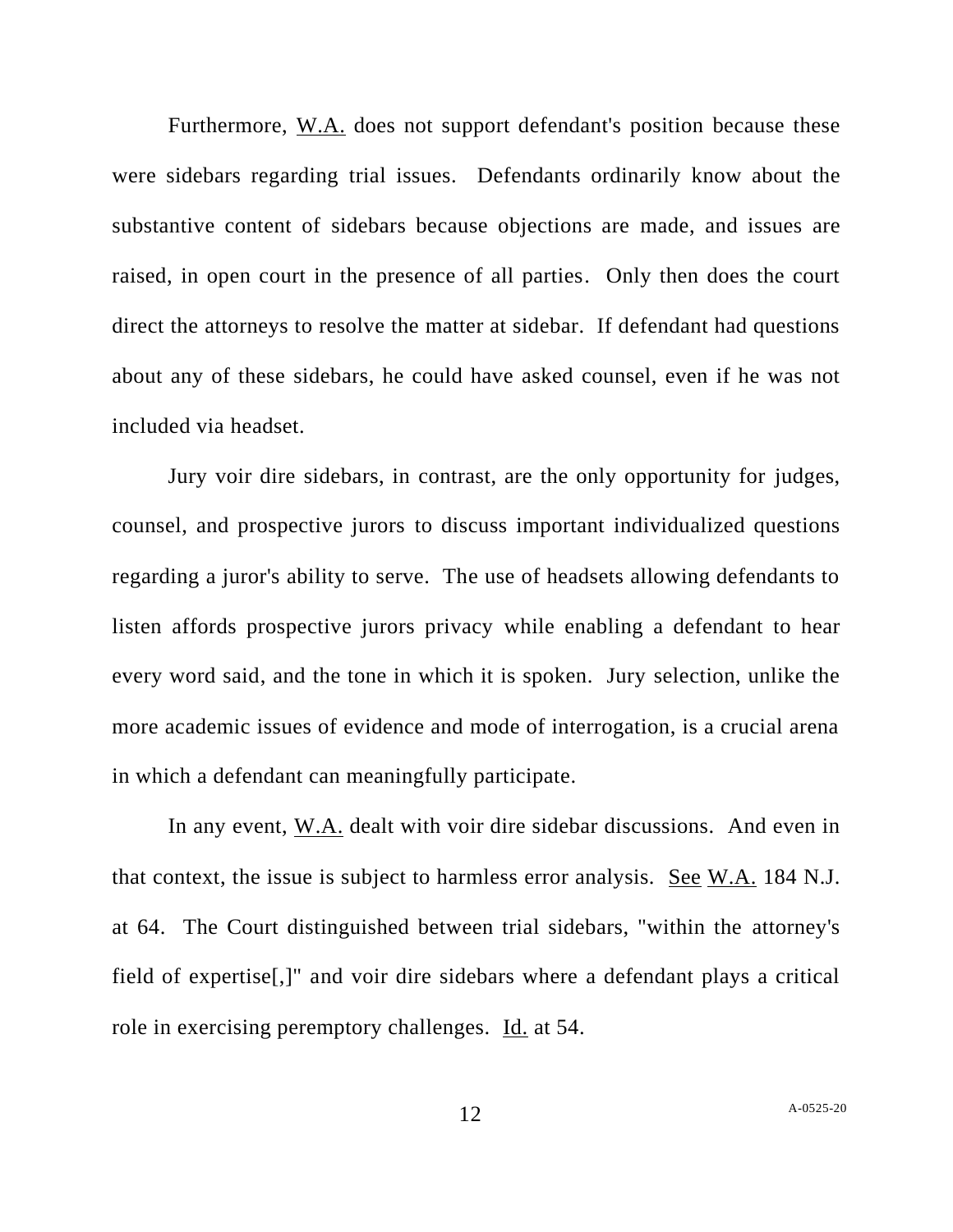Furthermore, W.A. does not support defendant's position because these were sidebars regarding trial issues. Defendants ordinarily know about the substantive content of sidebars because objections are made, and issues are raised, in open court in the presence of all parties. Only then does the court direct the attorneys to resolve the matter at sidebar. If defendant had questions about any of these sidebars, he could have asked counsel, even if he was not included via headset.

Jury voir dire sidebars, in contrast, are the only opportunity for judges, counsel, and prospective jurors to discuss important individualized questions regarding a juror's ability to serve. The use of headsets allowing defendants to listen affords prospective jurors privacy while enabling a defendant to hear every word said, and the tone in which it is spoken. Jury selection, unlike the more academic issues of evidence and mode of interrogation, is a crucial arena in which a defendant can meaningfully participate.

In any event, W.A. dealt with voir dire sidebar discussions. And even in that context, the issue is subject to harmless error analysis. See W.A. 184 N.J. at 64. The Court distinguished between trial sidebars, "within the attorney's field of expertise[,]" and voir dire sidebars where a defendant plays a critical role in exercising peremptory challenges. Id. at 54.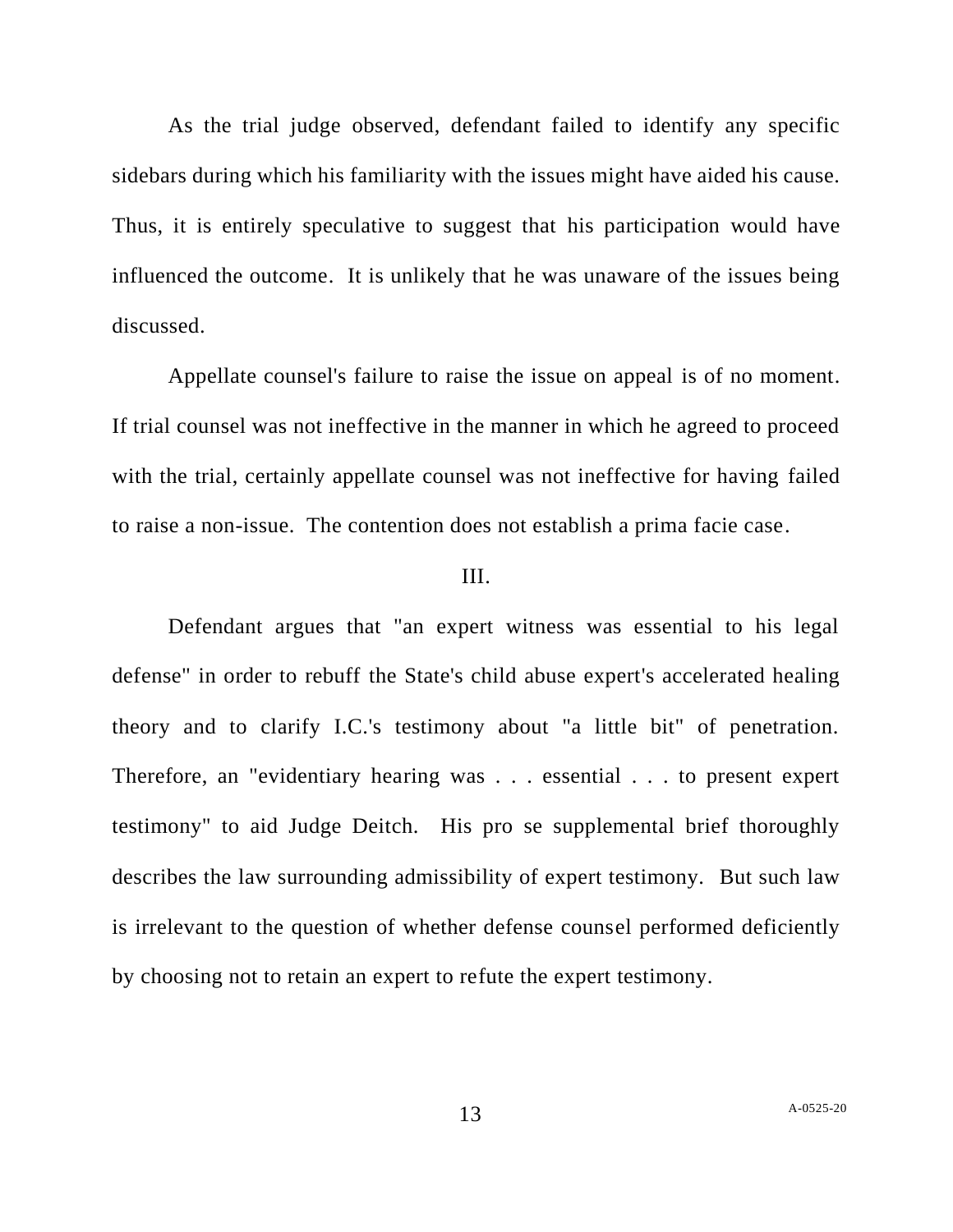As the trial judge observed, defendant failed to identify any specific sidebars during which his familiarity with the issues might have aided his cause. Thus, it is entirely speculative to suggest that his participation would have influenced the outcome. It is unlikely that he was unaware of the issues being discussed.

Appellate counsel's failure to raise the issue on appeal is of no moment. If trial counsel was not ineffective in the manner in which he agreed to proceed with the trial, certainly appellate counsel was not ineffective for having failed to raise a non-issue. The contention does not establish a prima facie case.

III.

Defendant argues that "an expert witness was essential to his legal defense" in order to rebuff the State's child abuse expert's accelerated healing theory and to clarify I.C.'s testimony about "a little bit" of penetration. Therefore, an "evidentiary hearing was . . . essential . . . to present expert testimony" to aid Judge Deitch. His pro se supplemental brief thoroughly describes the law surrounding admissibility of expert testimony. But such law is irrelevant to the question of whether defense counsel performed deficiently by choosing not to retain an expert to refute the expert testimony.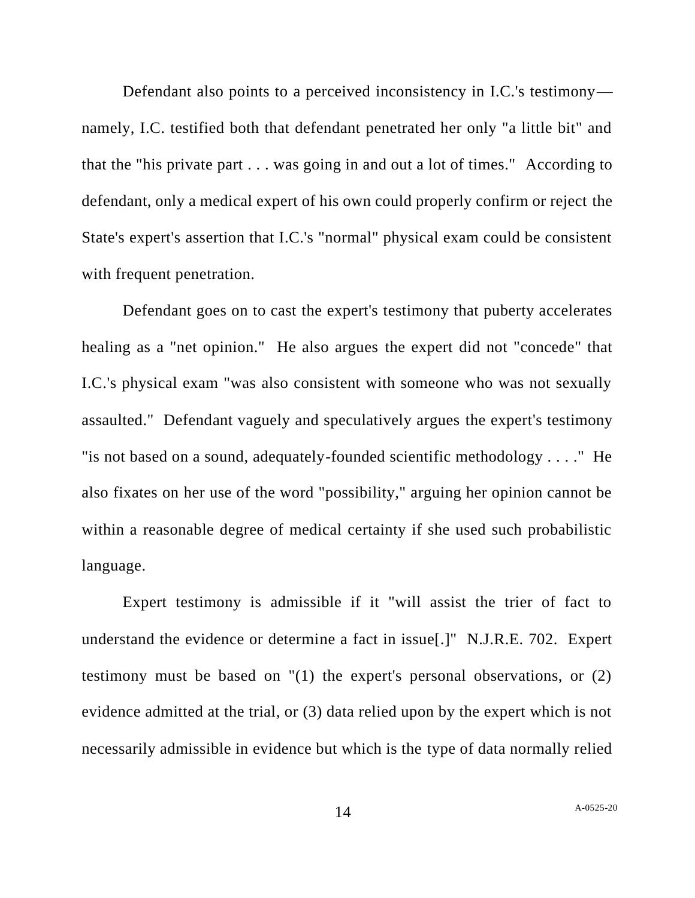Defendant also points to a perceived inconsistency in I.C.'s testimony—namely, I.C. testified both that defendant penetrated her only "a little bit" and that the "his private part . . . was going in and out a lot of times." According to defendant, only a medical expert of his own could properly confirm or reject the State's expert's assertion that I.C.'s "normal" physical exam could be consistent with frequent penetration.

Defendant goes on to cast the expert's testimony that puberty accelerates healing as a "net opinion." He also argues the expert did not "concede" that I.C.'s physical exam "was also consistent with someone who was not sexually assaulted." Defendant vaguely and speculatively argues the expert's testimony "is not based on a sound, adequately-founded scientific methodology . . . ." He also fixates on her use of the word "possibility," arguing her opinion cannot be within a reasonable degree of medical certainty if she used such probabilistic language.

Expert testimony is admissible if it "will assist the trier of fact to understand the evidence or determine a fact in issue[.]" N.J.R.E. 702. Expert testimony must be based on "(1) the expert's personal observations, or (2) evidence admitted at the trial, or (3) data relied upon by the expert which is not necessarily admissible in evidence but which is the type of data normally relied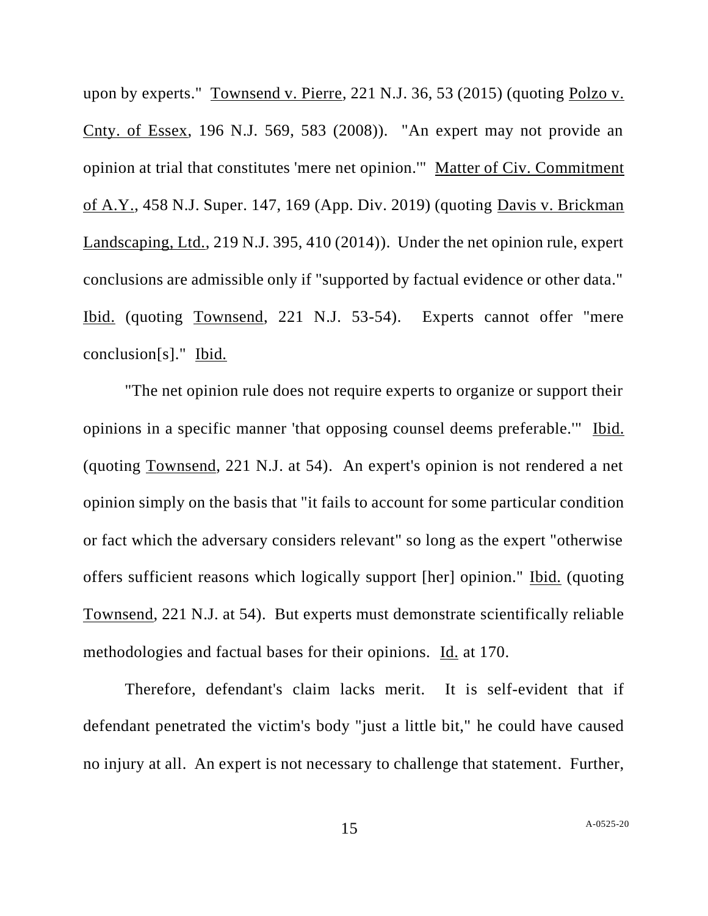upon by experts." Townsend v. Pierre, 221 N.J. 36, 53 (2015) (quoting Polzo v. Cnty. of Essex, 196 N.J. 569, 583 (2008)). "An expert may not provide an opinion at trial that constitutes 'mere net opinion.'" Matter of Civ. Commitment of A.Y., 458 N.J. Super. 147, 169 (App. Div. 2019) (quoting Davis v. Brickman Landscaping, Ltd., 219 N.J. 395, 410 (2014)). Under the net opinion rule, expert conclusions are admissible only if "supported by factual evidence or other data." Ibid. (quoting Townsend, 221 N.J. 53-54). Experts cannot offer "mere conclusion[s]." Ibid.

"The net opinion rule does not require experts to organize or support their opinions in a specific manner 'that opposing counsel deems preferable.'" Ibid. (quoting Townsend, 221 N.J. at 54). An expert's opinion is not rendered a net opinion simply on the basis that "it fails to account for some particular condition or fact which the adversary considers relevant" so long as the expert "otherwise offers sufficient reasons which logically support [her] opinion." Ibid. (quoting Townsend, 221 N.J. at 54). But experts must demonstrate scientifically reliable methodologies and factual bases for their opinions. Id. at 170.

Therefore, defendant's claim lacks merit. It is self-evident that if defendant penetrated the victim's body "just a little bit," he could have caused no injury at all. An expert is not necessary to challenge that statement. Further,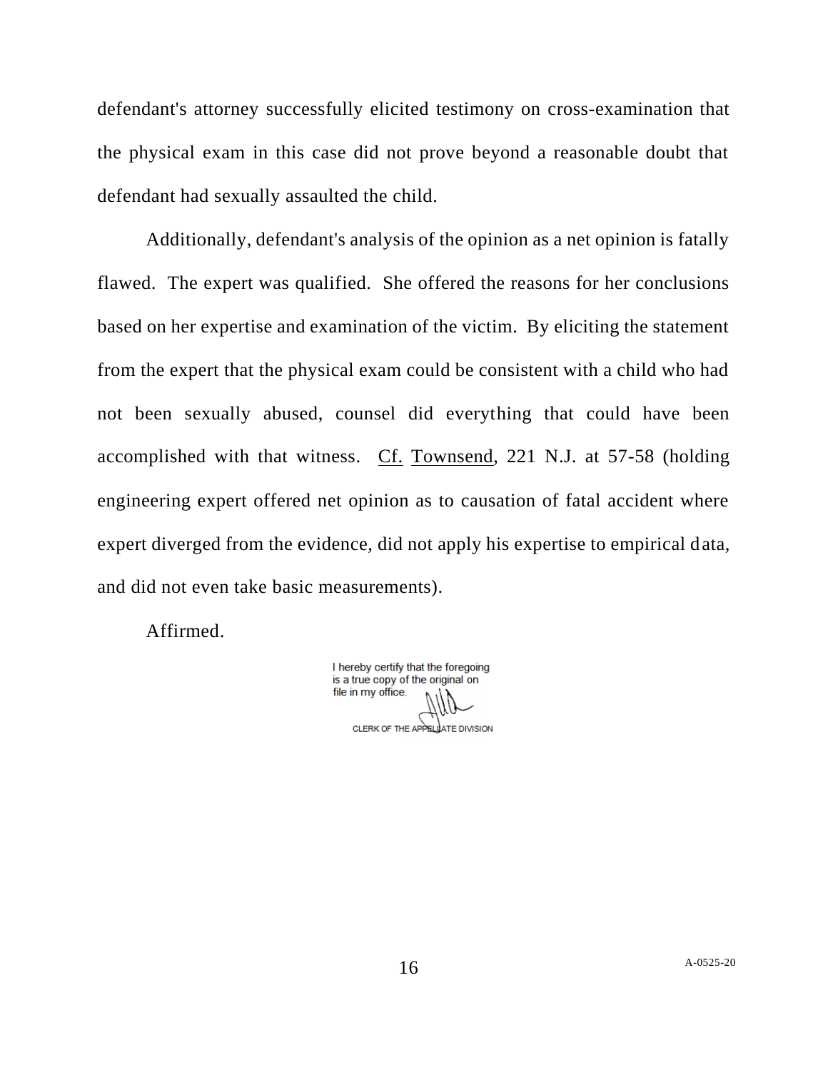defendant's attorney successfully elicited testimony on cross-examination that the physical exam in this case did not prove beyond a reasonable doubt that defendant had sexually assaulted the child.

Additionally, defendant's analysis of the opinion as a net opinion is fatally flawed. The expert was qualified. She offered the reasons for her conclusions based on her expertise and examination of the victim. By eliciting the statement from the expert that the physical exam could be consistent with a child who had not been sexually abused, counsel did everything that could have been accomplished with that witness. Cf. Townsend, 221 N.J. at 57-58 (holding engineering expert offered net opinion as to causation of fatal accident where expert diverged from the evidence, did not apply his expertise to empirical data, and did not even take basic measurements).

Affirmed.

I hereby certify that the foregoing is a true copy of the original on file in my office.

CLERK OF THE APPELLATE DIVISION